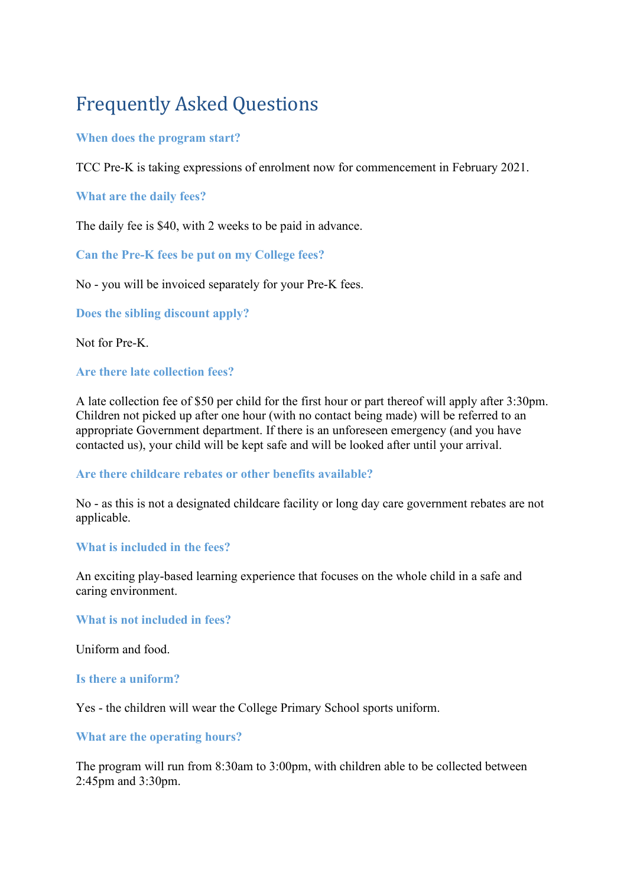# Frequently Asked Questions

### When does the program start?

TCC Pre-K is taking expressions of enrolment now for commencement in February 2021.

### What are the daily fees?

The daily fee is $40, with 2 weeks to be paid in advance.

### Can the Pre-K fees be put on my College fees?

No - you will be invoiced separately for your Pre-K fees.

### Does the sibling discount apply?

Not for Pre-K.

### Are there late collection fees?

A late collection fee of $50 per child for the first hour or part thereof will apply after 3:30pm. Children not picked up after one hour (with no contact being made) will be referred to an appropriate Government department. If there is an unforeseen emergency (and you have contacted us), your child will be kept safe and will be looked after until your arrival.

### Are there childcare rebates or other benefits available?

No - as this is not a designated childcare facility or long day care government rebates are not applicable.

### What is included in the fees?

An exciting play-based learning experience that focuses on the whole child in a safe and caring environment.

### What is not included in fees?

Uniform and food.

### Is there a uniform?

Yes - the children will wear the College Primary School sports uniform.

### What are the operating hours?

The program will run from 8:30am to 3:00pm, with children able to be collected between 2:45pm and 3:30pm.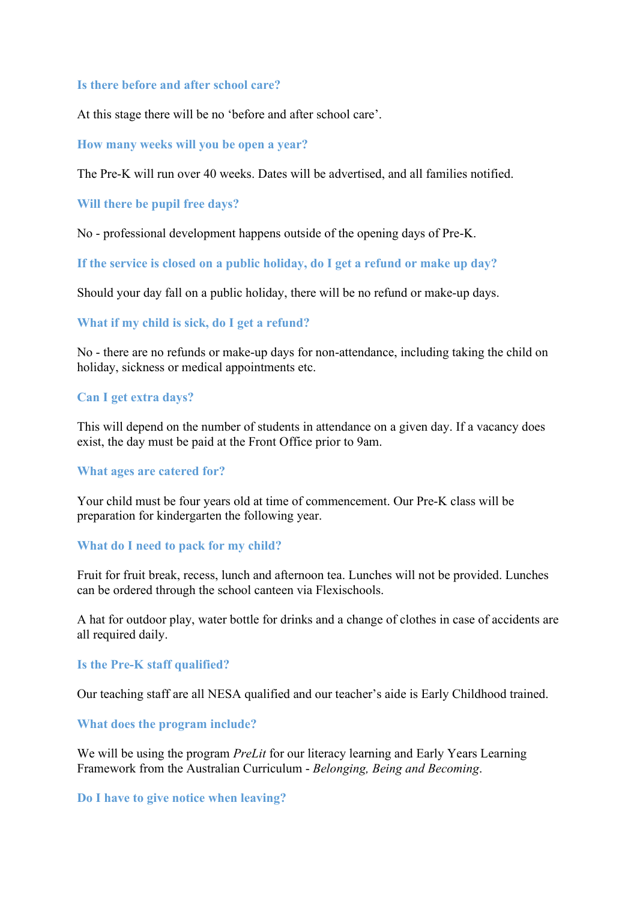### Is there before and after school care?

At this stage there will be no 'before and after school care'.

### How many weeks will you be open a year?

The Pre-K will run over 40 weeks. Dates will be advertised, and all families notified.

### Will there be pupil free days?

No - professional development happens outside of the opening days of Pre-K.

### If the service is closed on a public holiday, do I get a refund or make up day?

Should your day fall on a public holiday, there will be no refund or make-up days.

### What if my child is sick, do I get a refund?

No - there are no refunds or make-up days for non-attendance, including taking the child on holiday, sickness or medical appointments etc.

### Can I get extra days?

This will depend on the number of students in attendance on a given day. If a vacancy does exist, the day must be paid at the Front Office prior to 9am.

### What ages are catered for?

Your child must be four years old at time of commencement. Our Pre-K class will be preparation for kindergarten the following year.

### What do I need to pack for my child?

Fruit for fruit break, recess, lunch and afternoon tea. Lunches will not be provided. Lunches can be ordered through the school canteen via Flexischools.

A hat for outdoor play, water bottle for drinks and a change of clothes in case of accidents are all required daily.

### Is the Pre-K staff qualified?

Our teaching staff are all NESA qualified and our teacher's aide is Early Childhood trained.

### What does the program include?

We will be using the program *PreLit* for our literacy learning and Early Years Learning Framework from the Australian Curriculum - *Belonging, Being and Becoming*.

### Do I have to give notice when leaving?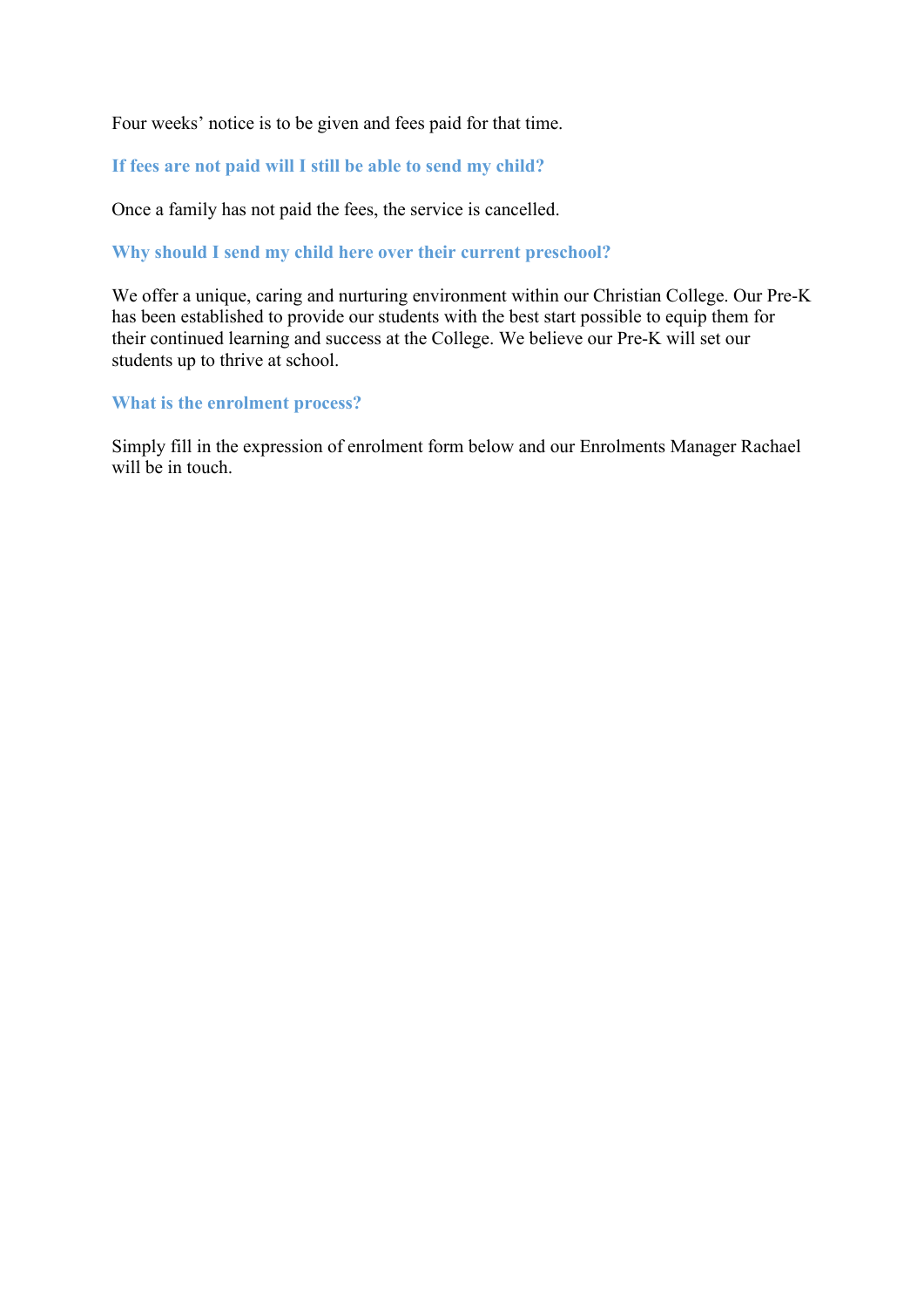Four weeks' notice is to be given and fees paid for that time.

### If fees are not paid will I still be able to send my child?

Once a family has not paid the fees, the service is cancelled.

### Why should I send my child here over their current preschool?

We offer a unique, caring and nurturing environment within our Christian College. Our Pre-K has been established to provide our students with the best start possible to equip them for their continued learning and success at the College. We believe our Pre-K will set our students up to thrive at school.

### What is the enrolment process?

Simply fill in the expression of enrolment form below and our Enrolments Manager Rachael will be in touch.